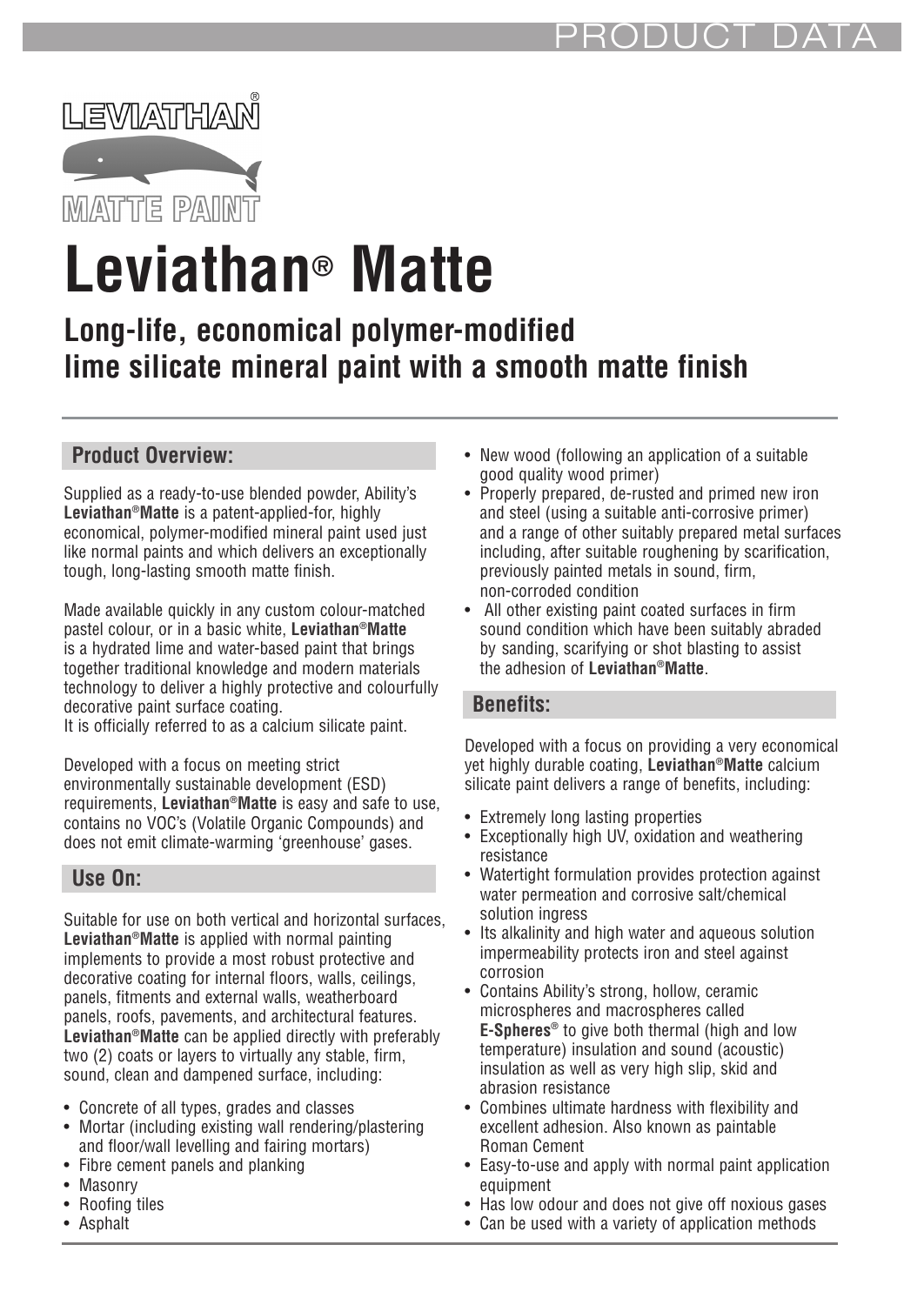PRODUCT DATA

LEVIATHAN®

MATTE PAINT

# Leviathan® Matte

## Long-life, economical polymer-modified lime silicate mineral paint with a smooth matte finish

### Product Overview:

Supplied as a ready-to-use blended powder, Ability's **Leviathan®Matte** is a patent-applied-for, highly economical, polymer-modified mineral paint used just like normal paints and which delivers an exceptionally tough, long-lasting smooth matte finish.

Made available quickly in any custom colour-matched pastel colour, or in a basic white, **Leviathan®Matte** is a hydrated lime and water-based paint that brings together traditional knowledge and modern materials technology to deliver a highly protective and colourfully decorative paint surface coating.
It is officially referred to as a calcium silicate paint.

Developed with a focus on meeting strict environmentally sustainable development (ESD) requirements, **Leviathan®Matte** is easy and safe to use, contains no VOC's (Volatile Organic Compounds) and does not emit climate-warming 'greenhouse' gases.

### Use On:

Suitable for use on both vertical and horizontal surfaces, **Leviathan®Matte** is applied with normal painting implements to provide a most robust protective and decorative coating for internal floors, walls, ceilings, panels, fitments and external walls, weatherboard panels, roofs, pavements, and architectural features. **Leviathan®Matte** can be applied directly with preferably two (2) coats or layers to virtually any stable, firm, sound, clean and dampened surface, including:

- Concrete of all types, grades and classes
- Mortar (including existing wall rendering/plastering and floor/wall levelling and fairing mortars)
- Fibre cement panels and planking
- Masonry
- Roofing tiles
- Asphalt
- New wood (following an application of a suitable good quality wood primer)
- Properly prepared, de-rusted and primed new iron and steel (using a suitable anti-corrosive primer) and a range of other suitably prepared metal surfaces including, after suitable roughening by scarification, previously painted metals in sound, firm, non-corroded condition
- All other existing paint coated surfaces in firm sound condition which have been suitably abraded by sanding, scarifying or shot blasting to assist the adhesion of **Leviathan®Matte**.

### Benefits:

Developed with a focus on providing a very economical yet highly durable coating, **Leviathan®Matte** calcium silicate paint delivers a range of benefits, including:

- Extremely long lasting properties
- Exceptionally high UV, oxidation and weathering resistance
- Watertight formulation provides protection against water permeation and corrosive salt/chemical solution ingress
- Its alkalinity and high water and aqueous solution impermeability protects iron and steel against corrosion
- Contains Ability's strong, hollow, ceramic microspheres and macrospheres called **E-Spheres®** to give both thermal (high and low temperature) insulation and sound (acoustic) insulation as well as very high slip, skid and abrasion resistance
- Combines ultimate hardness with flexibility and excellent adhesion. Also known as paintable Roman Cement
- Easy-to-use and apply with normal paint application equipment
- Has low odour and does not give off noxious gases
- Can be used with a variety of application methods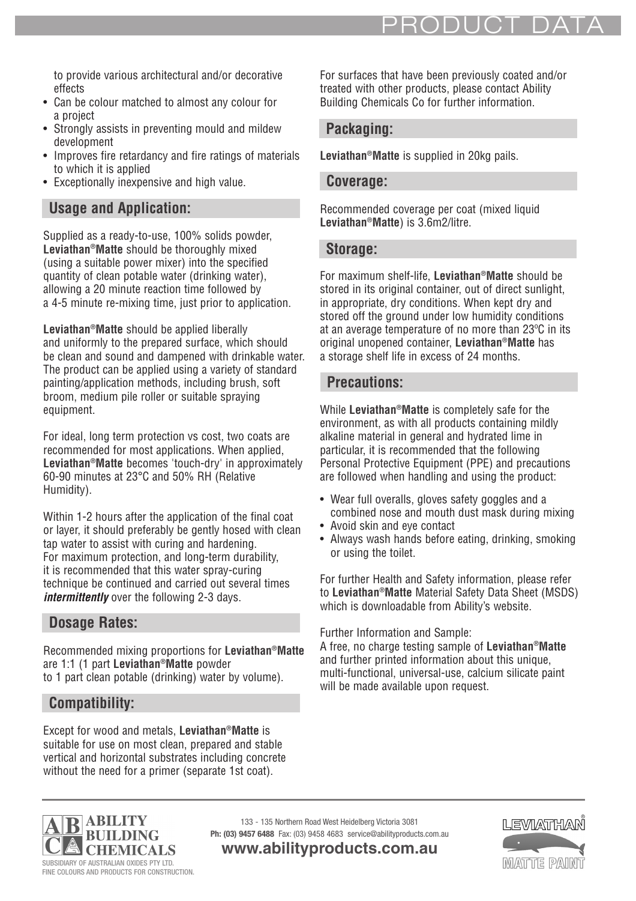to provide various architectural and/or decorative effects
- Can be colour matched to almost any colour for a project
- Strongly assists in preventing mould and mildew development
- Improves fire retardancy and fire ratings of materials to which it is applied
- Exceptionally inexpensive and high value.

## Usage and Application:

Supplied as a ready-to-use, 100% solids powder, **Leviathan®Matte** should be thoroughly mixed (using a suitable power mixer) into the specified quantity of clean potable water (drinking water), allowing a 20 minute reaction time followed by a 4-5 minute re-mixing time, just prior to application.

**Leviathan®Matte** should be applied liberally and uniformly to the prepared surface, which should be clean and sound and dampened with drinkable water. The product can be applied using a variety of standard painting/application methods, including brush, soft broom, medium pile roller or suitable spraying equipment.

For ideal, long term protection vs cost, two coats are recommended for most applications. When applied, **Leviathan®Matte** becomes 'touch-dry' in approximately 60-90 minutes at 23°C and 50% RH (Relative Humidity).

Within 1-2 hours after the application of the final coat or layer, it should preferably be gently hosed with clean tap water to assist with curing and hardening. For maximum protection, and long-term durability, it is recommended that this water spray-curing technique be continued and carried out several times ***intermittently*** over the following 2-3 days.

## Dosage Rates:

Recommended mixing proportions for **Leviathan®Matte** are 1:1 (1 part **Leviathan®Matte** powder to 1 part clean potable (drinking) water by volume).

## Compatibility:

Except for wood and metals, **Leviathan®Matte** is suitable for use on most clean, prepared and stable vertical and horizontal substrates including concrete without the need for a primer (separate 1st coat).

For surfaces that have been previously coated and/or treated with other products, please contact Ability Building Chemicals Co for further information.

## Packaging:

**Leviathan®Matte** is supplied in 20kg pails.

## Coverage:

Recommended coverage per coat (mixed liquid **Leviathan®Matte**) is 3.6m2/litre.

## Storage:

For maximum shelf-life, **Leviathan®Matte** should be stored in its original container, out of direct sunlight, in appropriate, dry conditions. When kept dry and stored off the ground under low humidity conditions at an average temperature of no more than 23ºC in its original unopened container, **Leviathan®Matte** has a storage shelf life in excess of 24 months.

## Precautions:

While **Leviathan®Matte** is completely safe for the environment, as with all products containing mildly alkaline material in general and hydrated lime in particular, it is recommended that the following Personal Protective Equipment (PPE) and precautions are followed when handling and using the product:

- Wear full overalls, gloves safety goggles and a combined nose and mouth dust mask during mixing
- Avoid skin and eye contact
- Always wash hands before eating, drinking, smoking or using the toilet.

For further Health and Safety information, please refer to **Leviathan®Matte** Material Safety Data Sheet (MSDS) which is downloadable from Ability's website.

Further Information and Sample:
A free, no charge testing sample of **Leviathan®Matte** and further printed information about this unique, multi-functional, universal-use, calcium silicate paint will be made available upon request.

ABILITY BUILDING CHEMICALS
SUBSIDIARY OF AUSTRALIAN OXIDES PTY LTD.
FINE COLOURS AND PRODUCTS FOR CONSTRUCTION.

133 - 135 Northern Road West Heidelberg Victoria 3081
**Ph: (03) 9457 6488** Fax: (03) 9458 4683 service@abilityproducts.com.au
**www.abilityproducts.com.au**

LEVIATHAN® MATTE PAINT